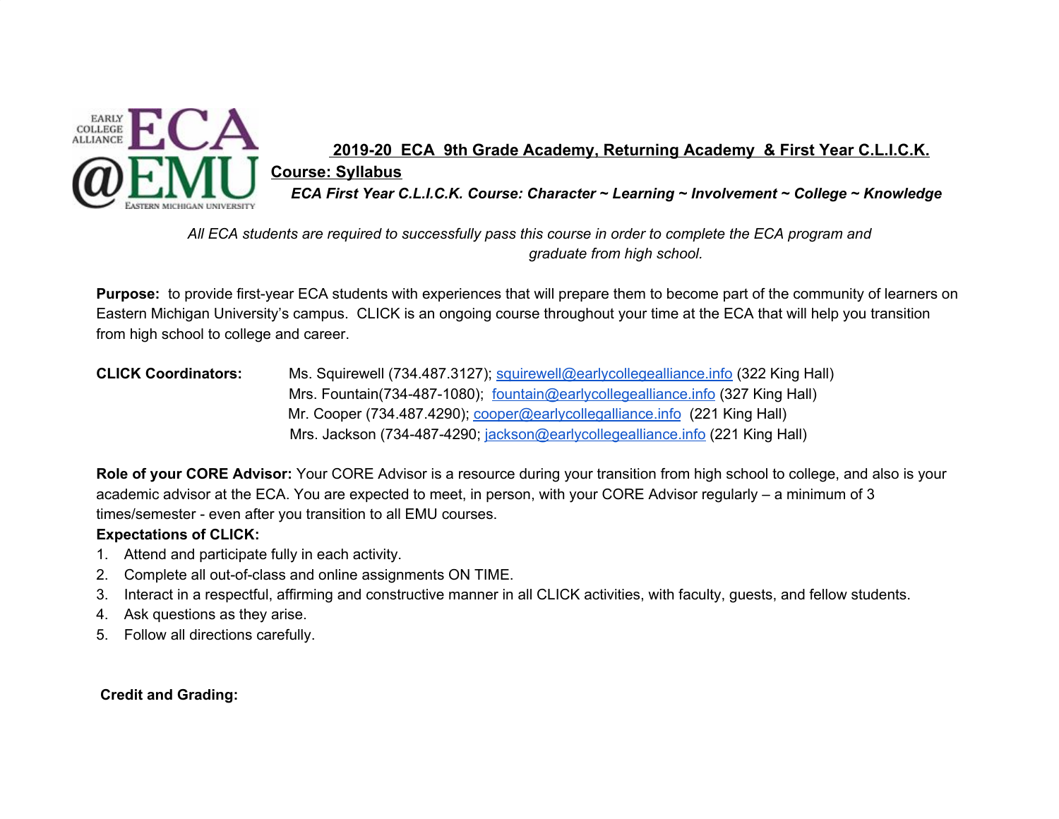# 2019-20 ECA 9th Grade Academy, Returning Academy & First Year C.L.I.C.K. Course: Syllabus

***ECA First Year C.L.I.C.K. Course: Character ~ Learning ~ Involvement ~ College ~ Knowledge***

*All ECA students are required to successfully pass this course in order to complete the ECA program and graduate from high school.*

**Purpose:** to provide first-year ECA students with experiences that will prepare them to become part of the community of learners on Eastern Michigan University's campus. CLICK is an ongoing course throughout your time at the ECA that will help you transition from high school to college and career.

**CLICK Coordinators:**

Ms. Squirewell (734.487.3127); squirewell@earlycollegealliance.info (322 King Hall)
Mrs. Fountain(734-487-1080); fountain@earlycollegealliance.info (327 King Hall)
Mr. Cooper (734.487.4290); cooper@earlycollegalliance.info (221 King Hall)
Mrs. Jackson (734-487-4290; jackson@earlycollegealliance.info (221 King Hall)

**Role of your CORE Advisor:** Your CORE Advisor is a resource during your transition from high school to college, and also is your academic advisor at the ECA. You are expected to meet, in person, with your CORE Advisor regularly – a minimum of 3 times/semester - even after you transition to all EMU courses.

**Expectations of CLICK:**

1. Attend and participate fully in each activity.
2. Complete all out-of-class and online assignments ON TIME.
3. Interact in a respectful, affirming and constructive manner in all CLICK activities, with faculty, guests, and fellow students.
4. Ask questions as they arise.
5. Follow all directions carefully.

**Credit and Grading:**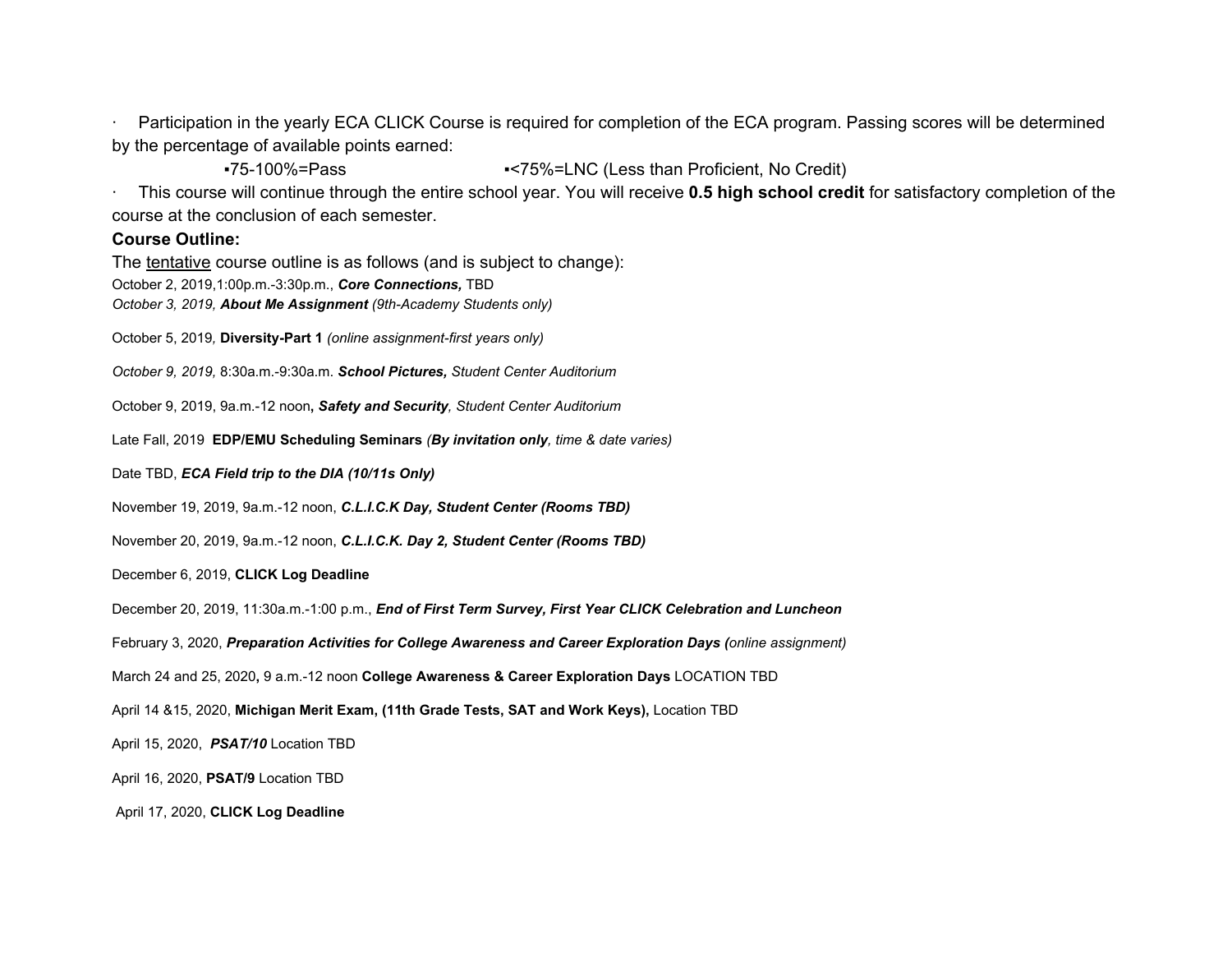· Participation in the yearly ECA CLICK Course is required for completion of the ECA program. Passing scores will be determined by the percentage of available points earned:

▪75-100%=Pass ▪<75%=LNC (Less than Proficient, No Credit)

· This course will continue through the entire school year. You will receive **0.5 high school credit** for satisfactory completion of the course at the conclusion of each semester.

**Course Outline:**

The tentative course outline is as follows (and is subject to change):

October 2, 2019,1:00p.m.-3:30p.m., ***Core Connections,*** TBD

*October 3, 2019,* ***About Me Assignment*** *(9th-Academy Students only)*

October 5, 2019, **Diversity-Part 1** *(online assignment-first years only)*

*October 9, 2019,* 8:30a.m.-9:30a.m. ***School Pictures,*** *Student Center Auditorium*

October 9, 2019, 9a.m.-12 noon**,** ***Safety and Security****, Student Center Auditorium*

Late Fall, 2019 **EDP/EMU Scheduling Seminars** *(**By invitation only**, time & date varies)*

Date TBD, ***ECA Field trip to the DIA (10/11s Only)***

November 19, 2019, 9a.m.-12 noon, ***C.L.I.C.K Day, Student Center (Rooms TBD)***

November 20, 2019, 9a.m.-12 noon, ***C.L.I.C.K. Day 2, Student Center (Rooms TBD)***

December 6, 2019, **CLICK Log Deadline**

December 20, 2019, 11:30a.m.-1:00 p.m., ***End of First Term Survey, First Year CLICK Celebration and Luncheon***

February 3, 2020, ***Preparation Activities for College Awareness and Career Exploration Days (****online assignment)*

March 24 and 25, 2020**,** 9 a.m.-12 noon **College Awareness & Career Exploration Days** LOCATION TBD

April 14 &15, 2020, **Michigan Merit Exam, (11th Grade Tests, SAT and Work Keys),** Location TBD

April 15, 2020, ***PSAT/10*** Location TBD

April 16, 2020, **PSAT/9** Location TBD

April 17, 2020, **CLICK Log Deadline**